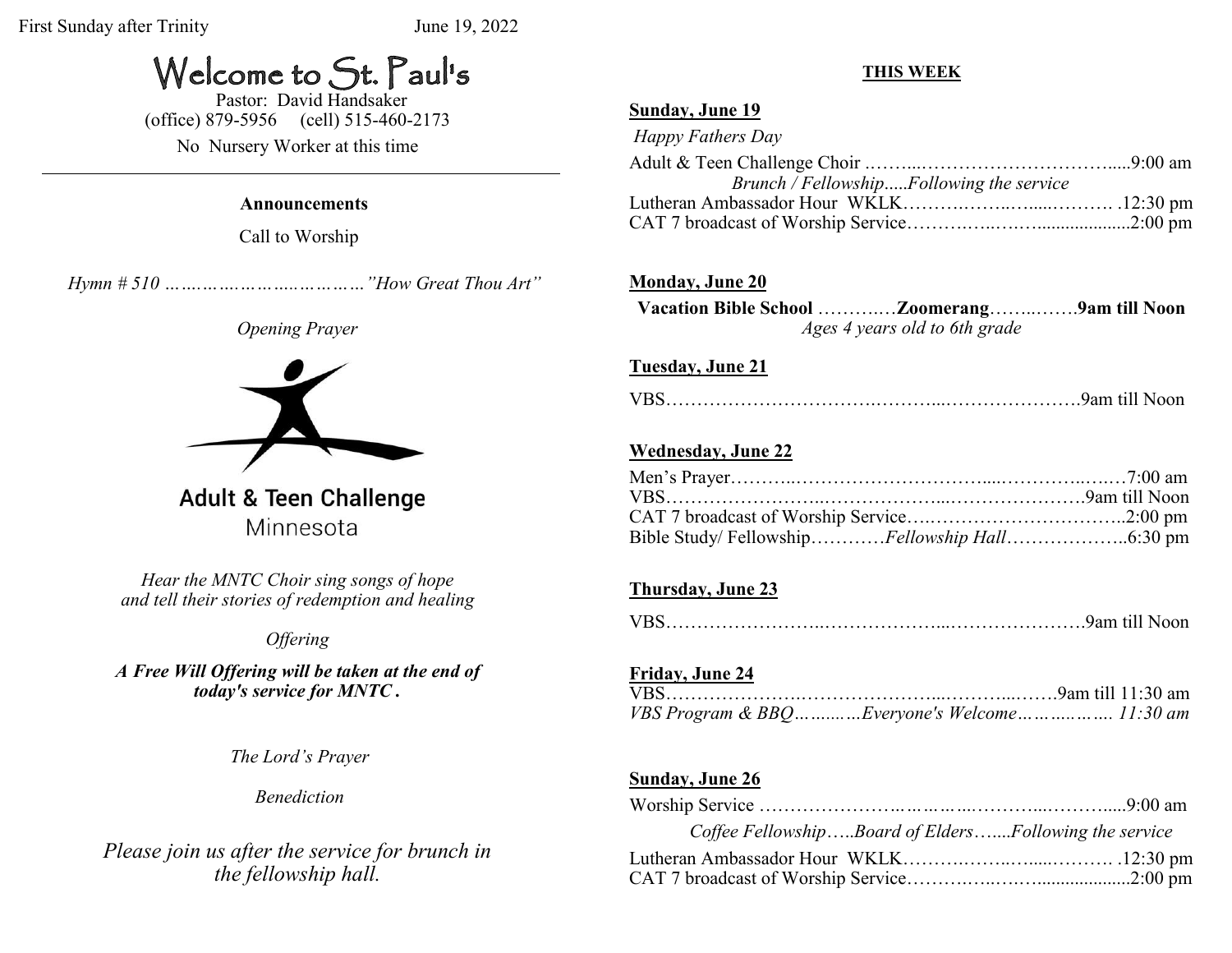First Sunday after Trinity June 19, 2022

# Welcome to St. Paul's

Pastor: David Handsaker
(office) 879-5956 (cell) 515-460-2173

No Nursery Worker at this time

---

**Announcements**

Call to Worship

*Hymn # 510 ………………………………"How Great Thou Art"*

*Opening Prayer*

Adult & Teen Challenge
Minnesota

*Hear the MNTC Choir sing songs of hope and tell their stories of redemption and healing*

*Offering*

***A Free Will Offering will be taken at the end of today's service for MNTC.***

*The Lord's Prayer*

*Benediction*

*Please join us after the service for brunch in the fellowship hall.*

## THIS WEEK

**Sunday, June 19**

*Happy Fathers Day*

Adult & Teen Challenge Choir ………………………………………9:00 am

*Brunch / Fellowship.....Following the service*

Lutheran Ambassador Hour WKLK…………………………… .12:30 pm

CAT 7 broadcast of Worship Service…………………………2:00 pm

**Monday, June 20**

**Vacation Bible School …………Zoomerang…………9am till Noon**

*Ages 4 years old to 6th grade*

**Tuesday, June 21**

VBS……………………………………………………………9am till Noon

**Wednesday, June 22**

Men's Prayer………………………………………………………7:00 am

VBS……………………………………………………………9am till Noon

CAT 7 broadcast of Worship Service……………………………2:00 pm

Bible Study/ Fellowship…………*Fellowship Hall*………………6:30 pm

**Thursday, June 23**

VBS……………………………………………………………9am till Noon

**Friday, June 24**

VBS……………………………………………………………9am till 11:30 am

*VBS Program & BBQ…………Everyone's Welcome……………… 11:30 am*

**Sunday, June 26**

Worship Service …………………………………………………9:00 am

*Coffee Fellowship…..Board of Elders…....Following the service*

Lutheran Ambassador Hour WKLK…………………………… .12:30 pm

CAT 7 broadcast of Worship Service…………………………2:00 pm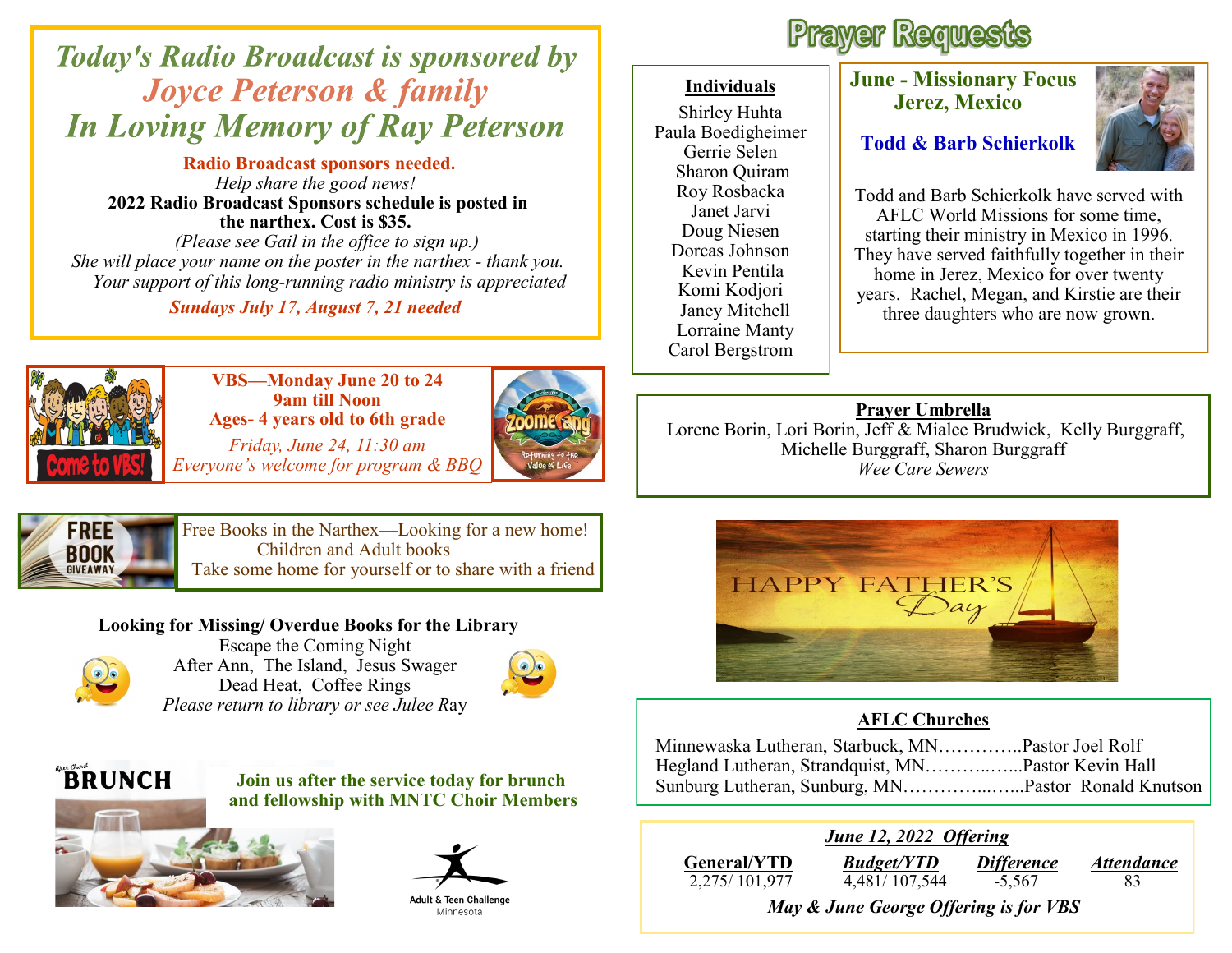## *Today's Radio Broadcast is sponsored by Joyce Peterson & family In Loving Memory of Ray Peterson*

**Radio Broadcast sponsors needed.**
*Help share the good news!*
**2022 Radio Broadcast Sponsors schedule is posted in the narthex. Cost is $35.**
*(Please see Gail in the office to sign up.)*
*She will place your name on the poster in the narthex - thank you.*
*Your support of this long-running radio ministry is appreciated*
***Sundays July 17, August 7, 21 needed***

**VBS—Monday June 20 to 24**
**9am till Noon**
**Ages- 4 years old to 6th grade**
*Friday, June 24, 11:30 am*
*Everyone's welcome for program & BBQ*

Free Books in the Narthex—Looking for a new home!
Children and Adult books
Take some home for yourself or to share with a friend

**Looking for Missing/ Overdue Books for the Library**
Escape the Coming Night
After Ann, The Island, Jesus Swager
Dead Heat, Coffee Rings
*Please return to library or see Julee Ray*

**Join us after the service today for brunch and fellowship with MNTC Choir Members**

# Prayer Requests

### Individuals

Shirley Huhta
Paula Boedigheimer
Gerrie Selen
Sharon Quiram
Roy Rosbacka
Janet Jarvi
Doug Niesen
Dorcas Johnson
Kevin Pentila
Komi Kodjori
Janey Mitchell
Lorraine Manty
Carol Bergstrom

### June - Missionary Focus Jerez, Mexico

**Todd & Barb Schierkolk**

Todd and Barb Schierkolk have served with AFLC World Missions for some time, starting their ministry in Mexico in 1996. They have served faithfully together in their home in Jerez, Mexico for over twenty years. Rachel, Megan, and Kirstie are their three daughters who are now grown.

### Prayer Umbrella

Lorene Borin, Lori Borin, Jeff & Mialee Brudwick, Kelly Burggraff, Michelle Burggraff, Sharon Burggraff
*Wee Care Sewers*

### AFLC Churches

Minnewaska Lutheran, Starbuck, MN…………..Pastor Joel Rolf
Hegland Lutheran, Strandquist, MN………..…...Pastor Kevin Hall
Sunburg Lutheran, Sunburg, MN…………...…...Pastor Ronald Knutson

### *June 12, 2022 Offering*

| General/YTD | Budget/YTD | Difference | Attendance |
|---|---|---|---|
| 2,275/ 101,977 | 4,481/ 107,544 | -5,567 | 83 |

***May & June George Offering is for VBS***